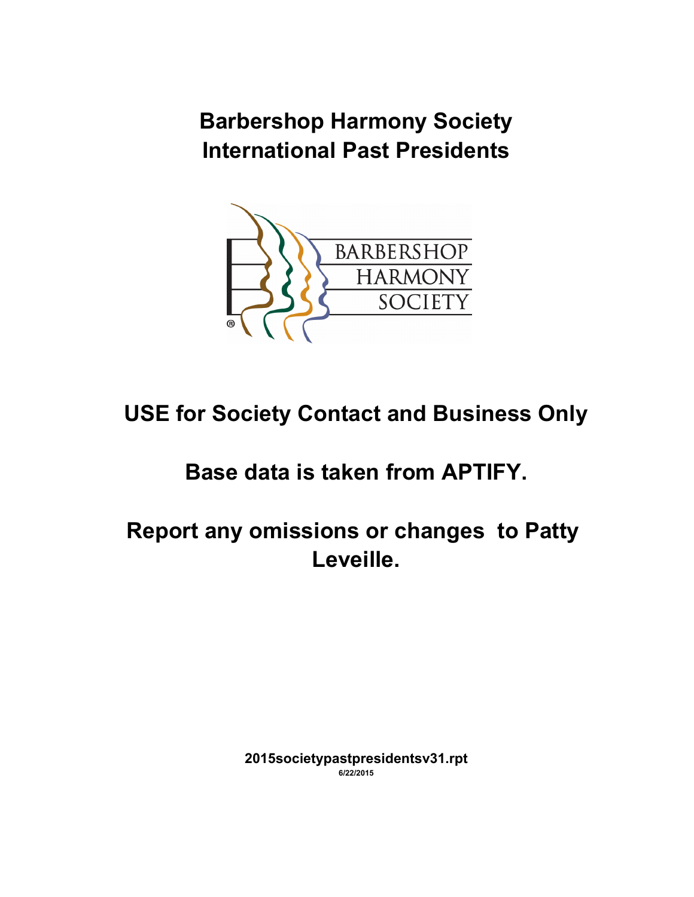# Barbershop Harmony Society
# International Past Presidents

## USE for Society Contact and Business Only

## Base data is taken from APTIFY.

## Report any omissions or changes to Patty Leveille.

**2015societypastpresidentsv31.rpt**

**6/22/2015**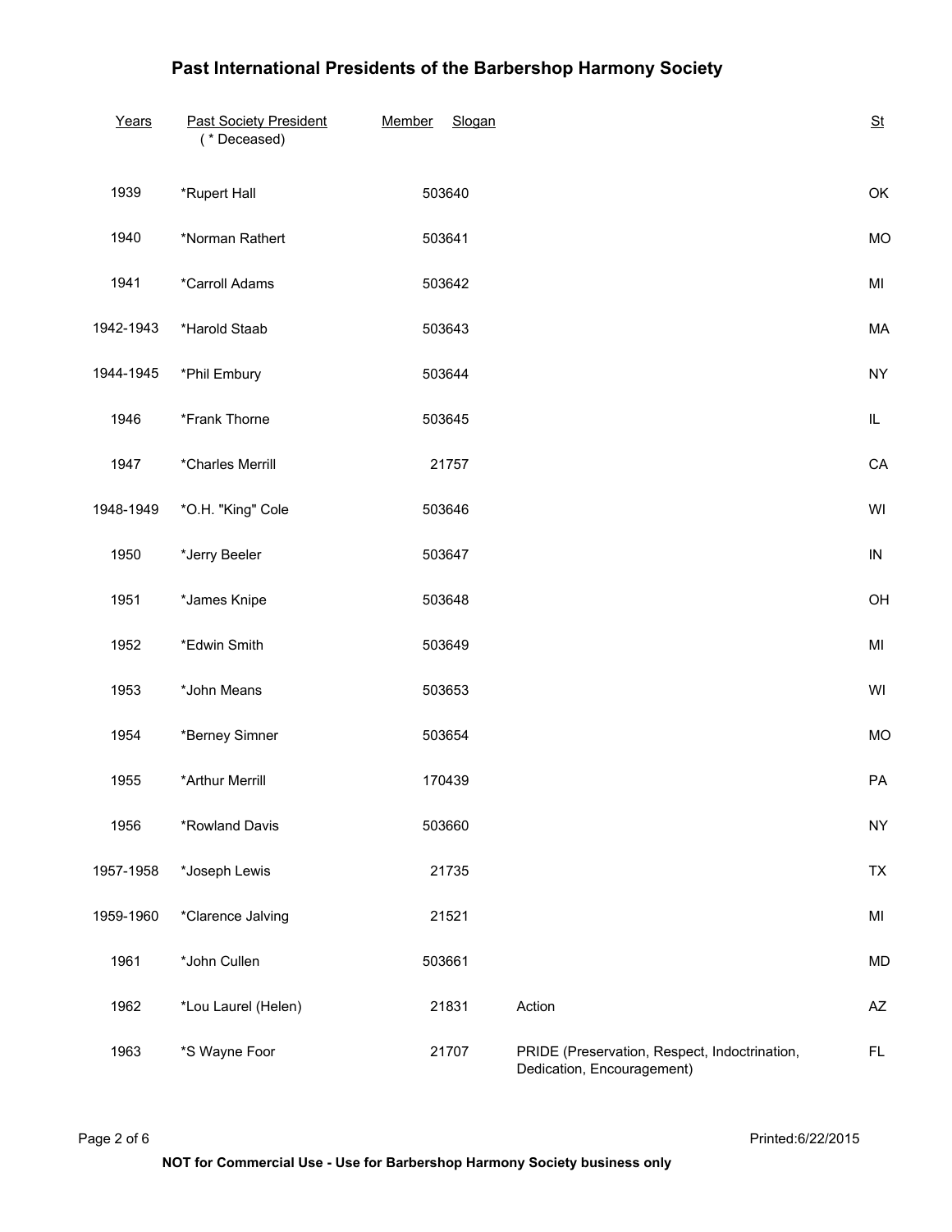# Past International Presidents of the Barbershop Harmony Society

| Years | Past Society President (* Deceased) | Member | Slogan | St |
|---|---|---|---|---|
| 1939 | *Rupert Hall | 503640 | | OK |
| 1940 | *Norman Rathert | 503641 | | MO |
| 1941 | *Carroll Adams | 503642 | | MI |
| 1942-1943 | *Harold Staab | 503643 | | MA |
| 1944-1945 | *Phil Embury | 503644 | | NY |
| 1946 | *Frank Thorne | 503645 | | IL |
| 1947 | *Charles Merrill | 21757 | | CA |
| 1948-1949 | *O.H. "King" Cole | 503646 | | WI |
| 1950 | *Jerry Beeler | 503647 | | IN |
| 1951 | *James Knipe | 503648 | | OH |
| 1952 | *Edwin Smith | 503649 | | MI |
| 1953 | *John Means | 503653 | | WI |
| 1954 | *Berney Simner | 503654 | | MO |
| 1955 | *Arthur Merrill | 170439 | | PA |
| 1956 | *Rowland Davis | 503660 | | NY |
| 1957-1958 | *Joseph Lewis | 21735 | | TX |
| 1959-1960 | *Clarence Jalving | 21521 | | MI |
| 1961 | *John Cullen | 503661 | | MD |
| 1962 | *Lou Laurel (Helen) | 21831 | Action | AZ |
| 1963 | *S Wayne Foor | 21707 | PRIDE (Preservation, Respect, Indoctrination, Dedication, Encouragement) | FL |

Printed:6/22/2015

NOT for Commercial Use - Use for Barbershop Harmony Society business only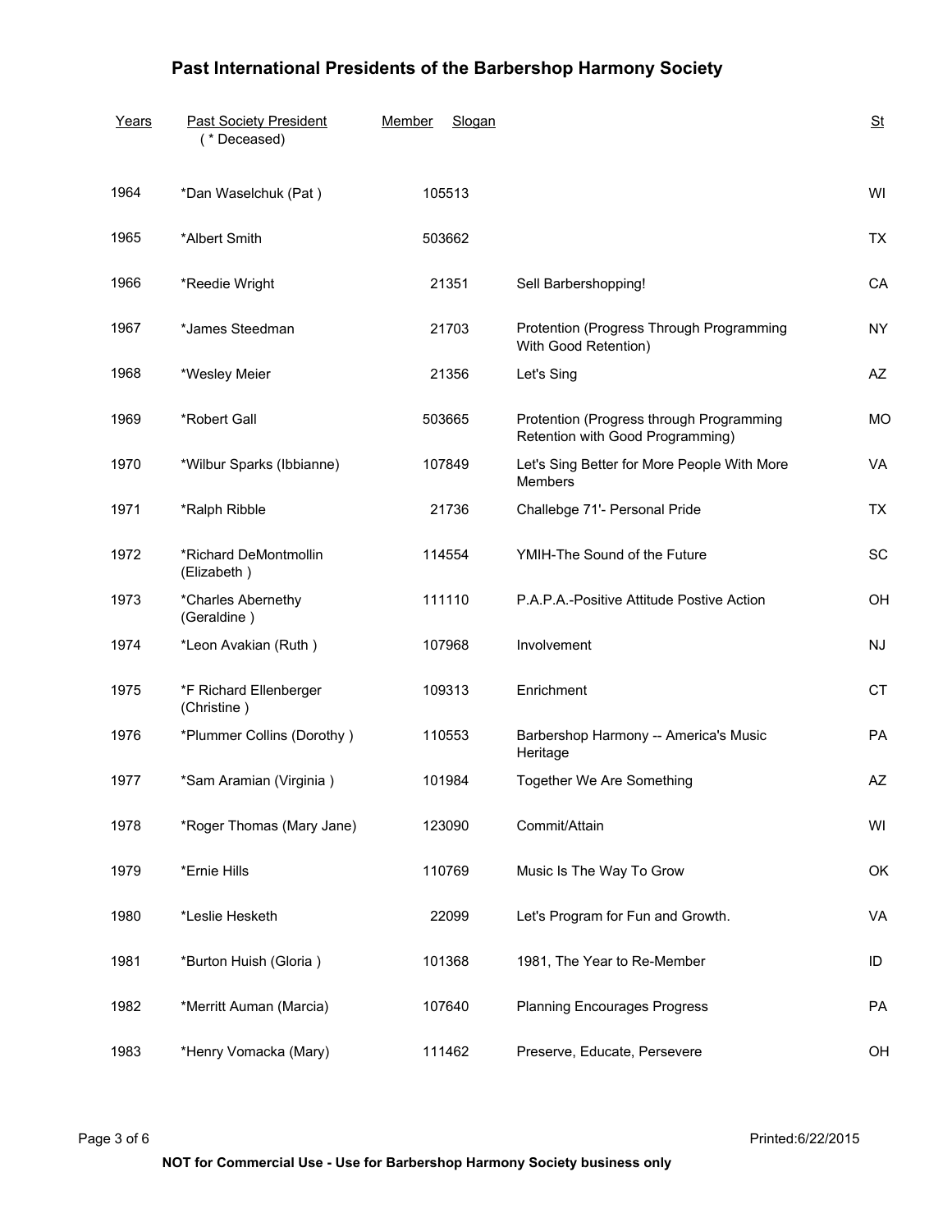# Past International Presidents of the Barbershop Harmony Society

| Years | Past Society President (* Deceased) | Member | Slogan | St |
|---|---|---|---|---|
| 1964 | *Dan Waselchuk (Pat ) | 105513 | | WI |
| 1965 | *Albert Smith | 503662 | | TX |
| 1966 | *Reedie Wright | 21351 | Sell Barbershopping! | CA |
| 1967 | *James Steedman | 21703 | Protention (Progress Through Programming With Good Retention) | NY |
| 1968 | *Wesley Meier | 21356 | Let's Sing | AZ |
| 1969 | *Robert Gall | 503665 | Protention (Progress through Programming Retention with Good Programming) | MO |
| 1970 | *Wilbur Sparks (Ibbianne) | 107849 | Let's Sing Better for More People With More Members | VA |
| 1971 | *Ralph Ribble | 21736 | Challebge 71'- Personal Pride | TX |
| 1972 | *Richard DeMontmollin (Elizabeth ) | 114554 | YMIH-The Sound of the Future | SC |
| 1973 | *Charles Abernethy (Geraldine ) | 111110 | P.A.P.A.-Positive Attitude Postive Action | OH |
| 1974 | *Leon Avakian (Ruth ) | 107968 | Involvement | NJ |
| 1975 | *F Richard Ellenberger (Christine ) | 109313 | Enrichment | CT |
| 1976 | *Plummer Collins (Dorothy ) | 110553 | Barbershop Harmony -- America's Music Heritage | PA |
| 1977 | *Sam Aramian (Virginia ) | 101984 | Together We Are Something | AZ |
| 1978 | *Roger Thomas (Mary Jane) | 123090 | Commit/Attain | WI |
| 1979 | *Ernie Hills | 110769 | Music Is The Way To Grow | OK |
| 1980 | *Leslie Hesketh | 22099 | Let's Program for Fun and Growth. | VA |
| 1981 | *Burton Huish (Gloria ) | 101368 | 1981, The Year to Re-Member | ID |
| 1982 | *Merritt Auman (Marcia) | 107640 | Planning Encourages Progress | PA |
| 1983 | *Henry Vomacka (Mary) | 111462 | Preserve, Educate, Persevere | OH |

Printed:6/22/2015

**NOT for Commercial Use - Use for Barbershop Harmony Society business only**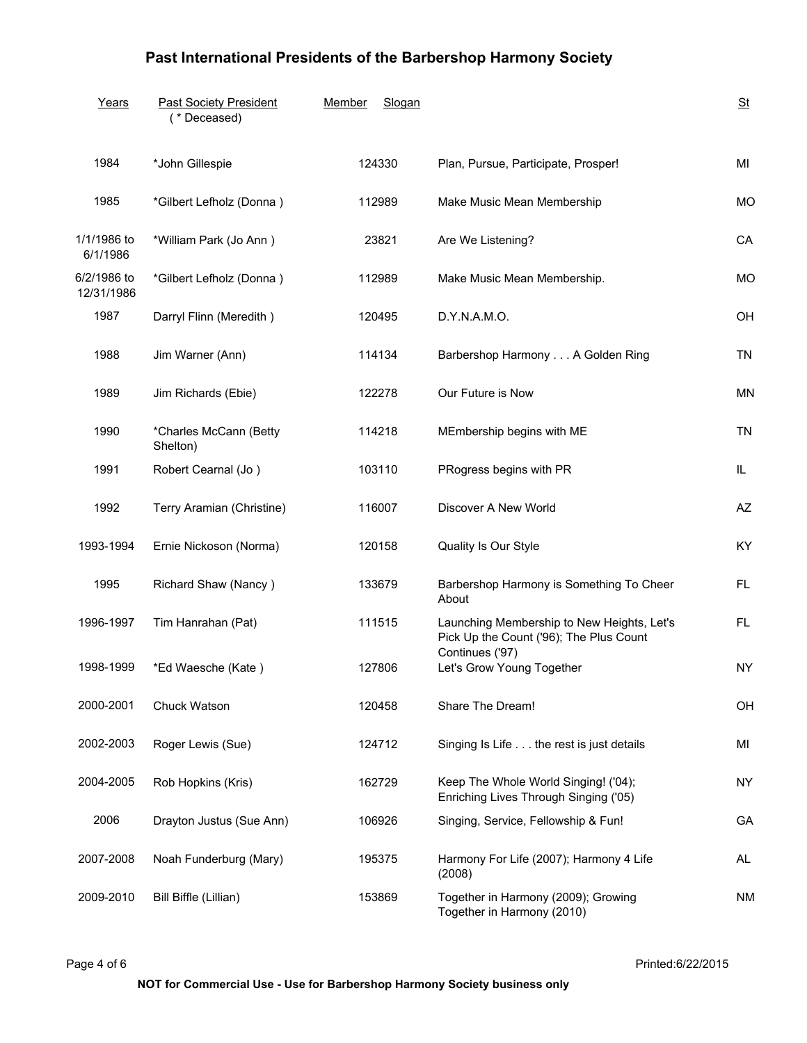# Past International Presidents of the Barbershop Harmony Society

| Years | Past Society President (* Deceased) | Member | Slogan | St |
|---|---|---|---|---|
| 1984 | *John Gillespie | 124330 | Plan, Pursue, Participate, Prosper! | MI |
| 1985 | *Gilbert Lefholz (Donna ) | 112989 | Make Music Mean Membership | MO |
| 1/1/1986 to 6/1/1986 | *William Park (Jo Ann ) | 23821 | Are We Listening? | CA |
| 6/2/1986 to 12/31/1986 | *Gilbert Lefholz (Donna ) | 112989 | Make Music Mean Membership. | MO |
| 1987 | Darryl Flinn (Meredith ) | 120495 | D.Y.N.A.M.O. | OH |
| 1988 | Jim Warner (Ann) | 114134 | Barbershop Harmony . . . A Golden Ring | TN |
| 1989 | Jim Richards (Ebie) | 122278 | Our Future is Now | MN |
| 1990 | *Charles McCann (Betty Shelton) | 114218 | MEmbership begins with ME | TN |
| 1991 | Robert Cearnal (Jo ) | 103110 | PRogress begins with PR | IL |
| 1992 | Terry Aramian (Christine) | 116007 | Discover A New World | AZ |
| 1993-1994 | Ernie Nickoson (Norma) | 120158 | Quality Is Our Style | KY |
| 1995 | Richard Shaw (Nancy ) | 133679 | Barbershop Harmony is Something To Cheer About | FL |
| 1996-1997 | Tim Hanrahan (Pat) | 111515 | Launching Membership to New Heights, Let's Pick Up the Count ('96); The Plus Count Continues ('97) | FL |
| 1998-1999 | *Ed Waesche (Kate ) | 127806 | Let's Grow Young Together | NY |
| 2000-2001 | Chuck Watson | 120458 | Share The Dream! | OH |
| 2002-2003 | Roger Lewis (Sue) | 124712 | Singing Is Life . . . the rest is just details | MI |
| 2004-2005 | Rob Hopkins (Kris) | 162729 | Keep The Whole World Singing! ('04); Enriching Lives Through Singing ('05) | NY |
| 2006 | Drayton Justus (Sue Ann) | 106926 | Singing, Service, Fellowship & Fun! | GA |
| 2007-2008 | Noah Funderburg (Mary) | 195375 | Harmony For Life (2007); Harmony 4 Life (2008) | AL |
| 2009-2010 | Bill Biffle (Lillian) | 153869 | Together in Harmony (2009); Growing Together in Harmony (2010) | NM |

Printed:6/22/2015

NOT for Commercial Use - Use for Barbershop Harmony Society business only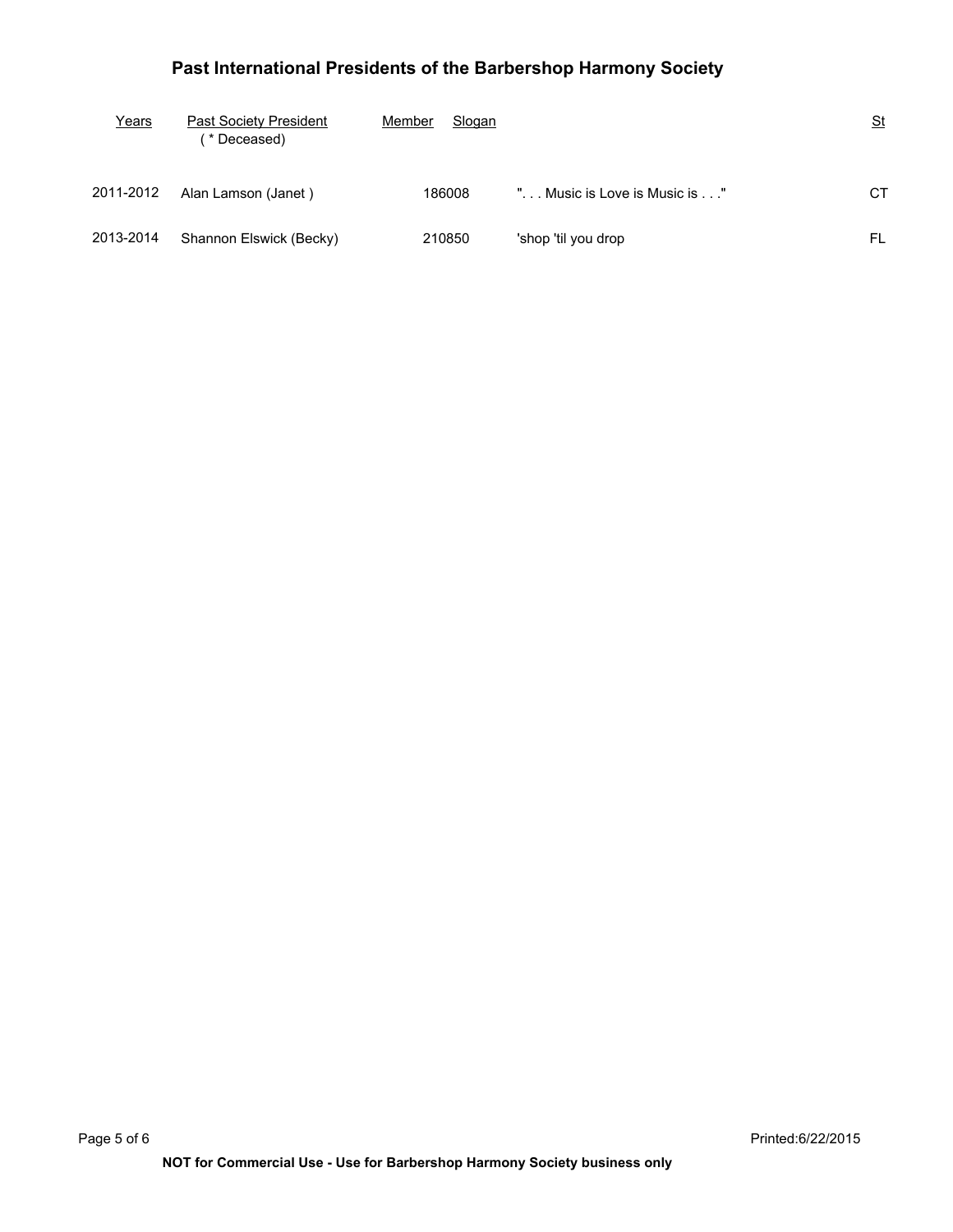# Past International Presidents of the Barbershop Harmony Society

| Years | Past Society President (* Deceased) | Member | Slogan | St |
|---|---|---|---|---|
| 2011-2012 | Alan Lamson (Janet ) | 186008 | ". . . Music is Love is Music is . . ." | CT |
| 2013-2014 | Shannon Elswick (Becky) | 210850 | 'shop 'til you drop | FL |

Printed:6/22/2015

**NOT for Commercial Use - Use for Barbershop Harmony Society business only**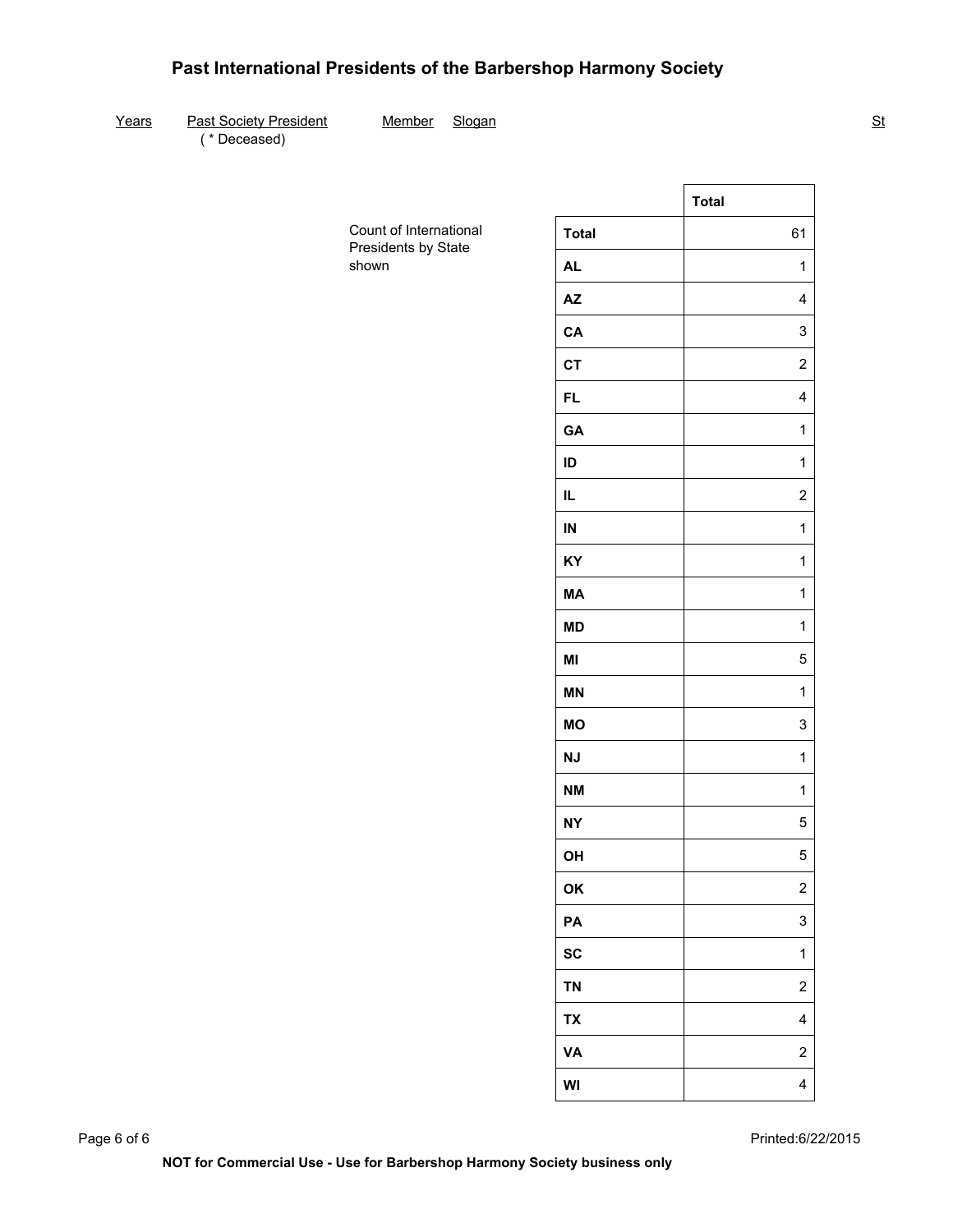# Past International Presidents of the Barbershop Harmony Society

Years | Past Society President (* Deceased) | Member | Slogan | St

Count of International Presidents by State shown

| | Total |
|---|---|
| **Total** | 61 |
| **AL** | 1 |
| **AZ** | 4 |
| **CA** | 3 |
| **CT** | 2 |
| **FL** | 4 |
| **GA** | 1 |
| **ID** | 1 |
| **IL** | 2 |
| **IN** | 1 |
| **KY** | 1 |
| **MA** | 1 |
| **MD** | 1 |
| **MI** | 5 |
| **MN** | 1 |
| **MO** | 3 |
| **NJ** | 1 |
| **NM** | 1 |
| **NY** | 5 |
| **OH** | 5 |
| **OK** | 2 |
| **PA** | 3 |
| **SC** | 1 |
| **TN** | 2 |
| **TX** | 4 |
| **VA** | 2 |
| **WI** | 4 |

Printed:6/22/2015

**NOT for Commercial Use - Use for Barbershop Harmony Society business only**